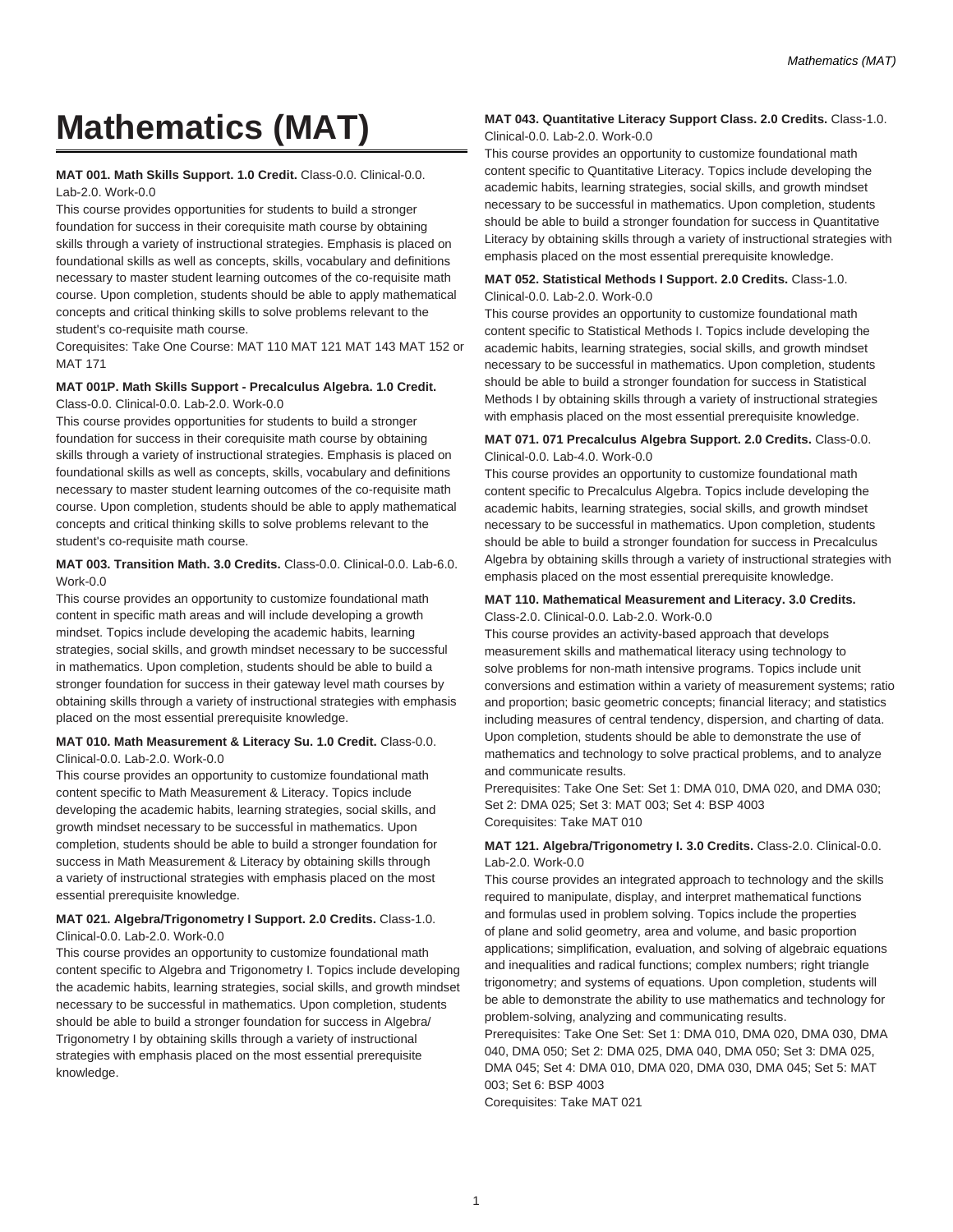# Mathematics (MAT)

**MAT 001. Math Skills Support. 1.0 Credit.** Class-0.0. Clinical-0.0. Lab-2.0. Work-0.0

This course provides opportunities for students to build a stronger foundation for success in their corequisite math course by obtaining skills through a variety of instructional strategies. Emphasis is placed on foundational skills as well as concepts, skills, vocabulary and definitions necessary to master student learning outcomes of the co-requisite math course. Upon completion, students should be able to apply mathematical concepts and critical thinking skills to solve problems relevant to the student's co-requisite math course.

Corequisites: Take One Course: MAT 110 MAT 121 MAT 143 MAT 152 or MAT 171

**MAT 001P. Math Skills Support - Precalculus Algebra. 1.0 Credit.** Class-0.0. Clinical-0.0. Lab-2.0. Work-0.0

This course provides opportunities for students to build a stronger foundation for success in their corequisite math course by obtaining skills through a variety of instructional strategies. Emphasis is placed on foundational skills as well as concepts, skills, vocabulary and definitions necessary to master student learning outcomes of the co-requisite math course. Upon completion, students should be able to apply mathematical concepts and critical thinking skills to solve problems relevant to the student's co-requisite math course.

**MAT 003. Transition Math. 3.0 Credits.** Class-0.0. Clinical-0.0. Lab-6.0. Work-0.0

This course provides an opportunity to customize foundational math content in specific math areas and will include developing a growth mindset. Topics include developing the academic habits, learning strategies, social skills, and growth mindset necessary to be successful in mathematics. Upon completion, students should be able to build a stronger foundation for success in their gateway level math courses by obtaining skills through a variety of instructional strategies with emphasis placed on the most essential prerequisite knowledge.

**MAT 010. Math Measurement & Literacy Su. 1.0 Credit.** Class-0.0. Clinical-0.0. Lab-2.0. Work-0.0

This course provides an opportunity to customize foundational math content specific to Math Measurement & Literacy. Topics include developing the academic habits, learning strategies, social skills, and growth mindset necessary to be successful in mathematics. Upon completion, students should be able to build a stronger foundation for success in Math Measurement & Literacy by obtaining skills through a variety of instructional strategies with emphasis placed on the most essential prerequisite knowledge.

**MAT 021. Algebra/Trigonometry I Support. 2.0 Credits.** Class-1.0. Clinical-0.0. Lab-2.0. Work-0.0

This course provides an opportunity to customize foundational math content specific to Algebra and Trigonometry I. Topics include developing the academic habits, learning strategies, social skills, and growth mindset necessary to be successful in mathematics. Upon completion, students should be able to build a stronger foundation for success in Algebra/Trigonometry I by obtaining skills through a variety of instructional strategies with emphasis placed on the most essential prerequisite knowledge.

**MAT 043. Quantitative Literacy Support Class. 2.0 Credits.** Class-1.0. Clinical-0.0. Lab-2.0. Work-0.0

This course provides an opportunity to customize foundational math content specific to Quantitative Literacy. Topics include developing the academic habits, learning strategies, social skills, and growth mindset necessary to be successful in mathematics. Upon completion, students should be able to build a stronger foundation for success in Quantitative Literacy by obtaining skills through a variety of instructional strategies with emphasis placed on the most essential prerequisite knowledge.

**MAT 052. Statistical Methods I Support. 2.0 Credits.** Class-1.0. Clinical-0.0. Lab-2.0. Work-0.0

This course provides an opportunity to customize foundational math content specific to Statistical Methods I. Topics include developing the academic habits, learning strategies, social skills, and growth mindset necessary to be successful in mathematics. Upon completion, students should be able to build a stronger foundation for success in Statistical Methods I by obtaining skills through a variety of instructional strategies with emphasis placed on the most essential prerequisite knowledge.

**MAT 071. 071 Precalculus Algebra Support. 2.0 Credits.** Class-0.0. Clinical-0.0. Lab-4.0. Work-0.0

This course provides an opportunity to customize foundational math content specific to Precalculus Algebra. Topics include developing the academic habits, learning strategies, social skills, and growth mindset necessary to be successful in mathematics. Upon completion, students should be able to build a stronger foundation for success in Precalculus Algebra by obtaining skills through a variety of instructional strategies with emphasis placed on the most essential prerequisite knowledge.

**MAT 110. Mathematical Measurement and Literacy. 3.0 Credits.** Class-2.0. Clinical-0.0. Lab-2.0. Work-0.0

This course provides an activity-based approach that develops measurement skills and mathematical literacy using technology to solve problems for non-math intensive programs. Topics include unit conversions and estimation within a variety of measurement systems; ratio and proportion; basic geometric concepts; financial literacy; and statistics including measures of central tendency, dispersion, and charting of data. Upon completion, students should be able to demonstrate the use of mathematics and technology to solve practical problems, and to analyze and communicate results.

Prerequisites: Take One Set: Set 1: DMA 010, DMA 020, and DMA 030; Set 2: DMA 025; Set 3: MAT 003; Set 4: BSP 4003

Corequisites: Take MAT 010

**MAT 121. Algebra/Trigonometry I. 3.0 Credits.** Class-2.0. Clinical-0.0. Lab-2.0. Work-0.0

This course provides an integrated approach to technology and the skills required to manipulate, display, and interpret mathematical functions and formulas used in problem solving. Topics include the properties of plane and solid geometry, area and volume, and basic proportion applications; simplification, evaluation, and solving of algebraic equations and inequalities and radical functions; complex numbers; right triangle trigonometry; and systems of equations. Upon completion, students will be able to demonstrate the ability to use mathematics and technology for problem-solving, analyzing and communicating results.

Prerequisites: Take One Set: Set 1: DMA 010, DMA 020, DMA 030, DMA 040, DMA 050; Set 2: DMA 025, DMA 040, DMA 050; Set 3: DMA 025, DMA 045; Set 4: DMA 010, DMA 020, DMA 030, DMA 045; Set 5: MAT 003; Set 6: BSP 4003

Corequisites: Take MAT 021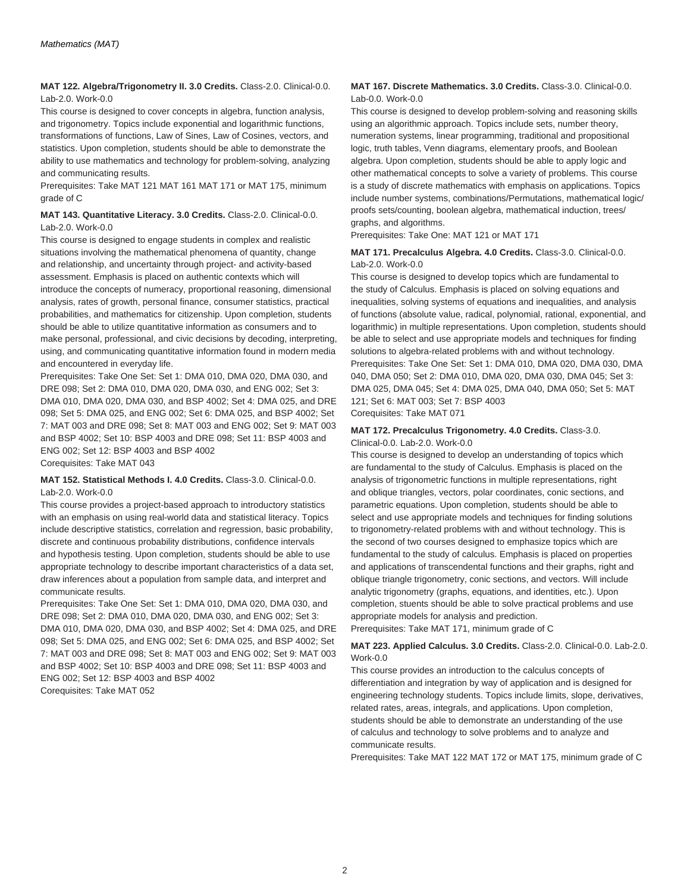**MAT 122. Algebra/Trigonometry II. 3.0 Credits.** Class-2.0. Clinical-0.0. Lab-2.0. Work-0.0

This course is designed to cover concepts in algebra, function analysis, and trigonometry. Topics include exponential and logarithmic functions, transformations of functions, Law of Sines, Law of Cosines, vectors, and statistics. Upon completion, students should be able to demonstrate the ability to use mathematics and technology for problem-solving, analyzing and communicating results.

Prerequisites: Take MAT 121 MAT 161 MAT 171 or MAT 175, minimum grade of C

**MAT 143. Quantitative Literacy. 3.0 Credits.** Class-2.0. Clinical-0.0. Lab-2.0. Work-0.0

This course is designed to engage students in complex and realistic situations involving the mathematical phenomena of quantity, change and relationship, and uncertainty through project- and activity-based assessment. Emphasis is placed on authentic contexts which will introduce the concepts of numeracy, proportional reasoning, dimensional analysis, rates of growth, personal finance, consumer statistics, practical probabilities, and mathematics for citizenship. Upon completion, students should be able to utilize quantitative information as consumers and to make personal, professional, and civic decisions by decoding, interpreting, using, and communicating quantitative information found in modern media and encountered in everyday life.

Prerequisites: Take One Set: Set 1: DMA 010, DMA 020, DMA 030, and DRE 098; Set 2: DMA 010, DMA 020, DMA 030, and ENG 002; Set 3: DMA 010, DMA 020, DMA 030, and BSP 4002; Set 4: DMA 025, and DRE 098; Set 5: DMA 025, and ENG 002; Set 6: DMA 025, and BSP 4002; Set 7: MAT 003 and DRE 098; Set 8: MAT 003 and ENG 002; Set 9: MAT 003 and BSP 4002; Set 10: BSP 4003 and DRE 098; Set 11: BSP 4003 and ENG 002; Set 12: BSP 4003 and BSP 4002

Corequisites: Take MAT 043

**MAT 152. Statistical Methods I. 4.0 Credits.** Class-3.0. Clinical-0.0. Lab-2.0. Work-0.0

This course provides a project-based approach to introductory statistics with an emphasis on using real-world data and statistical literacy. Topics include descriptive statistics, correlation and regression, basic probability, discrete and continuous probability distributions, confidence intervals and hypothesis testing. Upon completion, students should be able to use appropriate technology to describe important characteristics of a data set, draw inferences about a population from sample data, and interpret and communicate results.

Prerequisites: Take One Set: Set 1: DMA 010, DMA 020, DMA 030, and DRE 098; Set 2: DMA 010, DMA 020, DMA 030, and ENG 002; Set 3: DMA 010, DMA 020, DMA 030, and BSP 4002; Set 4: DMA 025, and DRE 098; Set 5: DMA 025, and ENG 002; Set 6: DMA 025, and BSP 4002; Set 7: MAT 003 and DRE 098; Set 8: MAT 003 and ENG 002; Set 9: MAT 003 and BSP 4002; Set 10: BSP 4003 and DRE 098; Set 11: BSP 4003 and ENG 002; Set 12: BSP 4003 and BSP 4002

Corequisites: Take MAT 052

**MAT 167. Discrete Mathematics. 3.0 Credits.** Class-3.0. Clinical-0.0. Lab-0.0. Work-0.0

This course is designed to develop problem-solving and reasoning skills using an algorithmic approach. Topics include sets, number theory, numeration systems, linear programming, traditional and propositional logic, truth tables, Venn diagrams, elementary proofs, and Boolean algebra. Upon completion, students should be able to apply logic and other mathematical concepts to solve a variety of problems. This course is a study of discrete mathematics with emphasis on applications. Topics include number systems, combinations/Permutations, mathematical logic/proofs sets/counting, boolean algebra, mathematical induction, trees/graphs, and algorithms.

Prerequisites: Take One: MAT 121 or MAT 171

**MAT 171. Precalculus Algebra. 4.0 Credits.** Class-3.0. Clinical-0.0. Lab-2.0. Work-0.0

This course is designed to develop topics which are fundamental to the study of Calculus. Emphasis is placed on solving equations and inequalities, solving systems of equations and inequalities, and analysis of functions (absolute value, radical, polynomial, rational, exponential, and logarithmic) in multiple representations. Upon completion, students should be able to select and use appropriate models and techniques for finding solutions to algebra-related problems with and without technology.

Prerequisites: Take One Set: Set 1: DMA 010, DMA 020, DMA 030, DMA 040, DMA 050; Set 2: DMA 010, DMA 020, DMA 030, DMA 045; Set 3: DMA 025, DMA 045; Set 4: DMA 025, DMA 040, DMA 050; Set 5: MAT 121; Set 6: MAT 003; Set 7: BSP 4003

Corequisites: Take MAT 071

**MAT 172. Precalculus Trigonometry. 4.0 Credits.** Class-3.0. Clinical-0.0. Lab-2.0. Work-0.0

This course is designed to develop an understanding of topics which are fundamental to the study of Calculus. Emphasis is placed on the analysis of trigonometric functions in multiple representations, right and oblique triangles, vectors, polar coordinates, conic sections, and parametric equations. Upon completion, students should be able to select and use appropriate models and techniques for finding solutions to trigonometry-related problems with and without technology. This is the second of two courses designed to emphasize topics which are fundamental to the study of calculus. Emphasis is placed on properties and applications of transcendental functions and their graphs, right and oblique triangle trigonometry, conic sections, and vectors. Will include analytic trigonometry (graphs, equations, and identities, etc.). Upon completion, stuents should be able to solve practical problems and use appropriate models for analysis and prediction.

Prerequisites: Take MAT 171, minimum grade of C

**MAT 223. Applied Calculus. 3.0 Credits.** Class-2.0. Clinical-0.0. Lab-2.0. Work-0.0

This course provides an introduction to the calculus concepts of differentiation and integration by way of application and is designed for engineering technology students. Topics include limits, slope, derivatives, related rates, areas, integrals, and applications. Upon completion, students should be able to demonstrate an understanding of the use of calculus and technology to solve problems and to analyze and communicate results.

Prerequisites: Take MAT 122 MAT 172 or MAT 175, minimum grade of C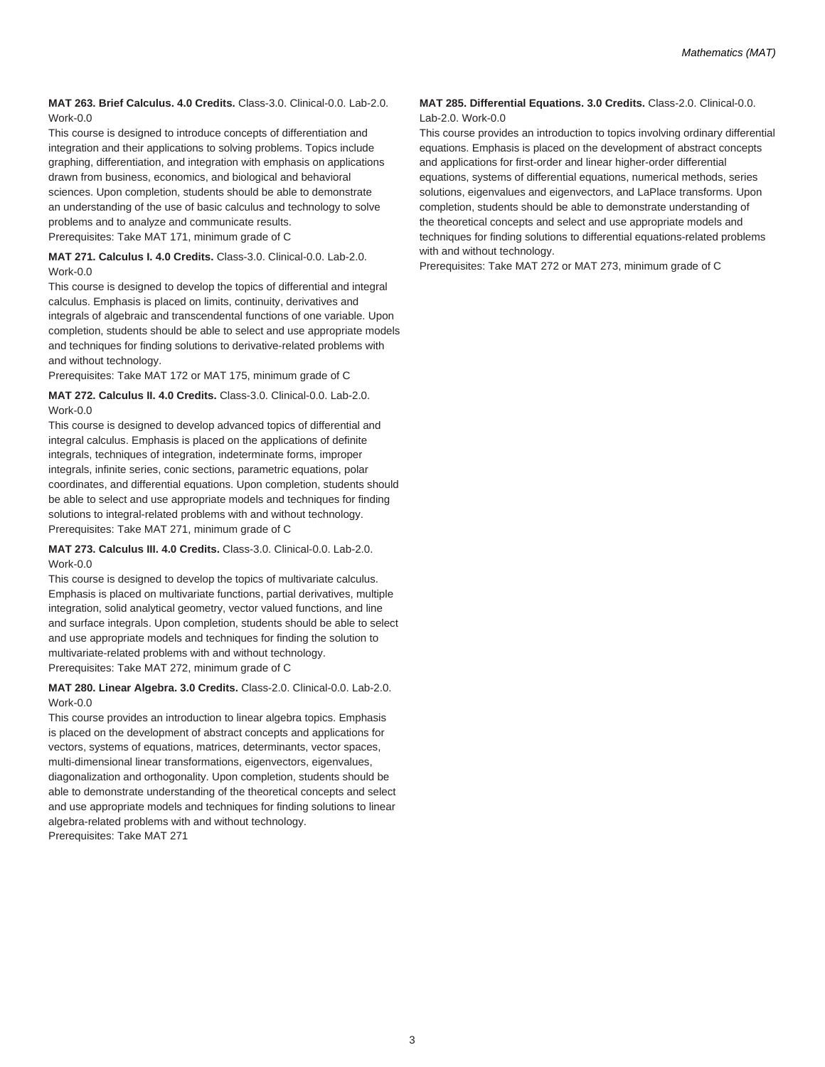**MAT 263. Brief Calculus. 4.0 Credits.** Class-3.0. Clinical-0.0. Lab-2.0. Work-0.0

This course is designed to introduce concepts of differentiation and integration and their applications to solving problems. Topics include graphing, differentiation, and integration with emphasis on applications drawn from business, economics, and biological and behavioral sciences. Upon completion, students should be able to demonstrate an understanding of the use of basic calculus and technology to solve problems and to analyze and communicate results.

Prerequisites: Take MAT 171, minimum grade of C

**MAT 271. Calculus I. 4.0 Credits.** Class-3.0. Clinical-0.0. Lab-2.0. Work-0.0

This course is designed to develop the topics of differential and integral calculus. Emphasis is placed on limits, continuity, derivatives and integrals of algebraic and transcendental functions of one variable. Upon completion, students should be able to select and use appropriate models and techniques for finding solutions to derivative-related problems with and without technology.

Prerequisites: Take MAT 172 or MAT 175, minimum grade of C

**MAT 272. Calculus II. 4.0 Credits.** Class-3.0. Clinical-0.0. Lab-2.0. Work-0.0

This course is designed to develop advanced topics of differential and integral calculus. Emphasis is placed on the applications of definite integrals, techniques of integration, indeterminate forms, improper integrals, infinite series, conic sections, parametric equations, polar coordinates, and differential equations. Upon completion, students should be able to select and use appropriate models and techniques for finding solutions to integral-related problems with and without technology.

Prerequisites: Take MAT 271, minimum grade of C

**MAT 273. Calculus III. 4.0 Credits.** Class-3.0. Clinical-0.0. Lab-2.0. Work-0.0

This course is designed to develop the topics of multivariate calculus. Emphasis is placed on multivariate functions, partial derivatives, multiple integration, solid analytical geometry, vector valued functions, and line and surface integrals. Upon completion, students should be able to select and use appropriate models and techniques for finding the solution to multivariate-related problems with and without technology.

Prerequisites: Take MAT 272, minimum grade of C

**MAT 280. Linear Algebra. 3.0 Credits.** Class-2.0. Clinical-0.0. Lab-2.0. Work-0.0

This course provides an introduction to linear algebra topics. Emphasis is placed on the development of abstract concepts and applications for vectors, systems of equations, matrices, determinants, vector spaces, multi-dimensional linear transformations, eigenvectors, eigenvalues, diagonalization and orthogonality. Upon completion, students should be able to demonstrate understanding of the theoretical concepts and select and use appropriate models and techniques for finding solutions to linear algebra-related problems with and without technology.

Prerequisites: Take MAT 271

**MAT 285. Differential Equations. 3.0 Credits.** Class-2.0. Clinical-0.0. Lab-2.0. Work-0.0

This course provides an introduction to topics involving ordinary differential equations. Emphasis is placed on the development of abstract concepts and applications for first-order and linear higher-order differential equations, systems of differential equations, numerical methods, series solutions, eigenvalues and eigenvectors, and LaPlace transforms. Upon completion, students should be able to demonstrate understanding of the theoretical concepts and select and use appropriate models and techniques for finding solutions to differential equations-related problems with and without technology.

Prerequisites: Take MAT 272 or MAT 273, minimum grade of C